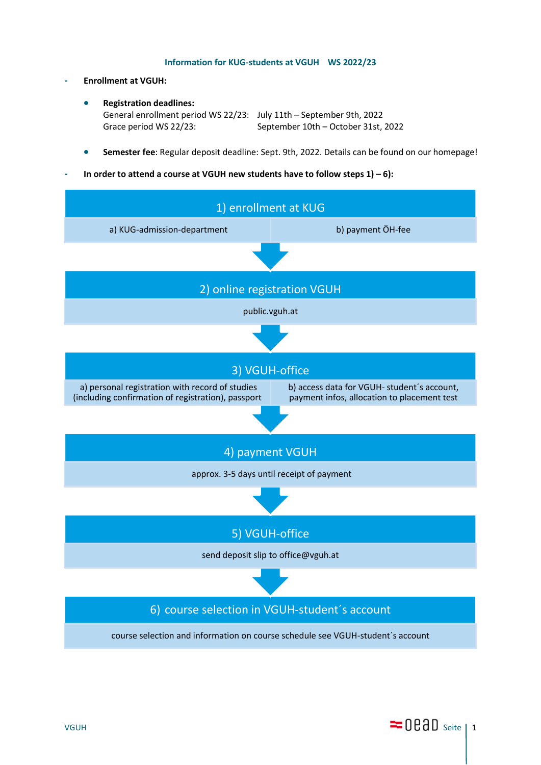# Information for KUG-students at VGUH WS 2022/23

- **Enrollment at VGUH:**

  - **Registration deadlines:**
    General enrollment period WS 22/23: July 11th – September 9th, 2022
    Grace period WS 22/23: September 10th – October 31st, 2022

  - **Semester fee**: Regular deposit deadline: Sept. 9th, 2022. Details can be found on our homepage!

- **In order to attend a course at VGUH new students have to follow steps 1) – 6):**

## 1) enrollment at KUG

a) KUG-admission-department

b) payment ÖH-fee

↓

## 2) online registration VGUH

public.vguh.at

↓

## 3) VGUH-office

a) personal registration with record of studies (including confirmation of registration), passport

b) access data for VGUH- student´s account, payment infos, allocation to placement test

↓

## 4) payment VGUH

approx. 3-5 days until receipt of payment

↓

## 5) VGUH-office

send deposit slip to office@vguh.at

↓

## 6) course selection in VGUH-student´s account

course selection and information on course schedule see VGUH-student´s account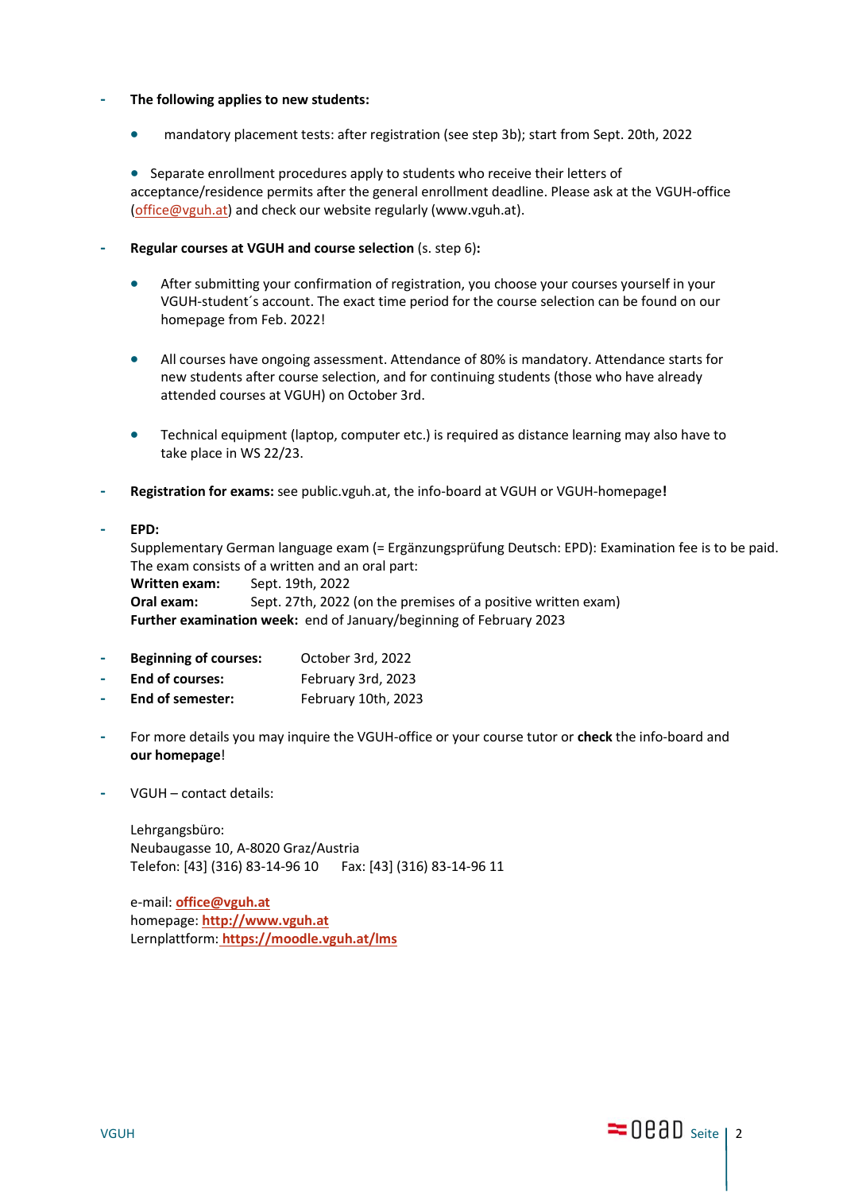- **The following applies to new students:**

    - mandatory placement tests: after registration (see step 3b); start from Sept. 20th, 2022

    - Separate enrollment procedures apply to students who receive their letters of acceptance/residence permits after the general enrollment deadline. Please ask at the VGUH-office (office@vguh.at) and check our website regularly (www.vguh.at).

- **Regular courses at VGUH and course selection** (s. step 6)**:**

    - After submitting your confirmation of registration, you choose your courses yourself in your VGUH-student´s account. The exact time period for the course selection can be found on our homepage from Feb. 2022!

    - All courses have ongoing assessment. Attendance of 80% is mandatory. Attendance starts for new students after course selection, and for continuing students (those who have already attended courses at VGUH) on October 3rd.

    - Technical equipment (laptop, computer etc.) is required as distance learning may also have to take place in WS 22/23.

- **Registration for exams:** see public.vguh.at, the info-board at VGUH or VGUH-homepage**!**

- **EPD:**
  Supplementary German language exam (= Ergänzungsprüfung Deutsch: EPD): Examination fee is to be paid. The exam consists of a written and an oral part:
  **Written exam:** Sept. 19th, 2022
  **Oral exam:** Sept. 27th, 2022 (on the premises of a positive written exam)
  **Further examination week:** end of January/beginning of February 2023

- **Beginning of courses:** October 3rd, 2022
- **End of courses:** February 3rd, 2023
- **End of semester:** February 10th, 2023

- For more details you may inquire the VGUH-office or your course tutor or **check** the info-board and **our homepage**!

- VGUH – contact details:

  Lehrgangsbüro:
  Neubaugasse 10, A-8020 Graz/Austria
  Telefon: [43] (316) 83-14-96 10 Fax: [43] (316) 83-14-96 11

  e-mail: **office@vguh.at**
  homepage: **http://www.vguh.at**
  Lernplattform: **https://moodle.vguh.at/lms**